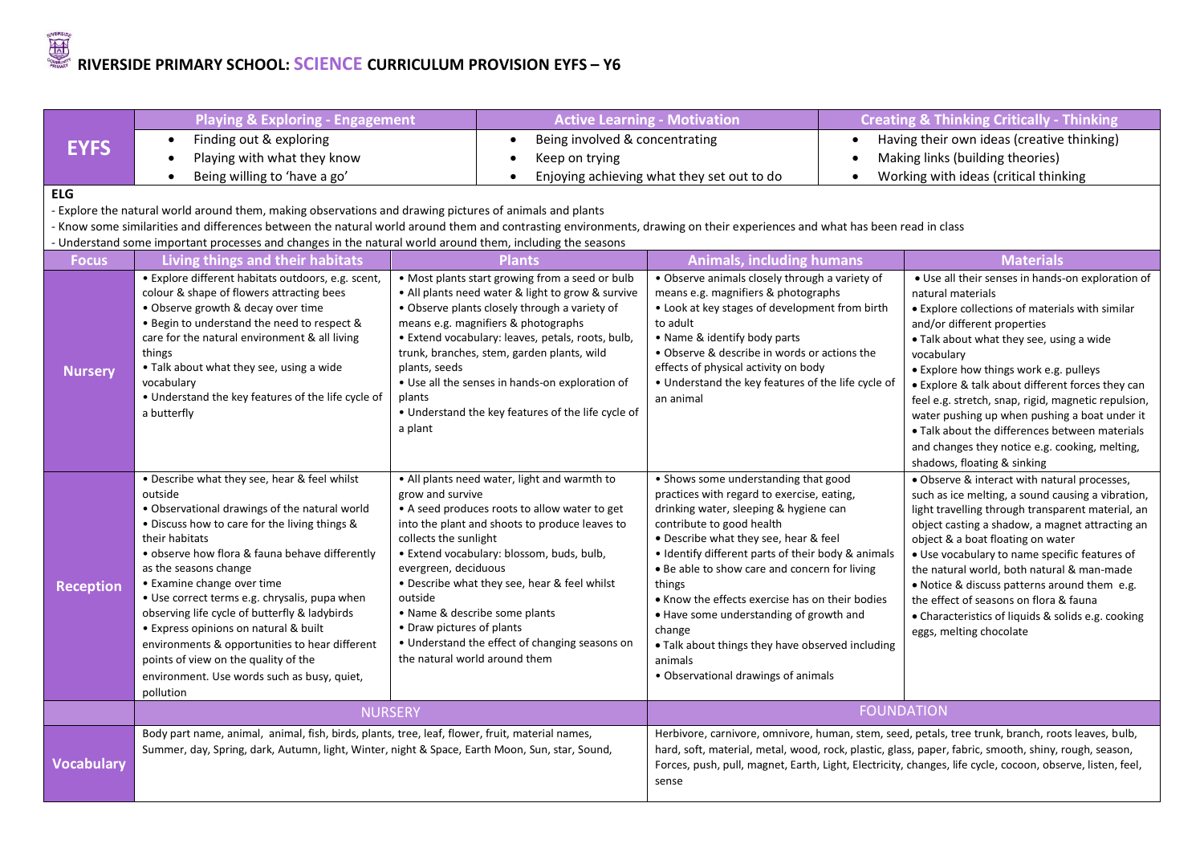# RIVERSIDE PRIMARY SCHOOL: SCIENCE CURRICULUM PROVISION EYFS – Y6

| EYFS | Playing & Exploring - Engagement | Active Learning - Motivation | Creating & Thinking Critically - Thinking |
|---|---|---|---|
| | • Finding out & exploring<br>• Playing with what they know<br>• Being willing to 'have a go' | • Being involved & concentrating<br>• Keep on trying<br>• Enjoying achieving what they set out to do | • Having their own ideas (creative thinking)<br>• Making links (building theories)<br>• Working with ideas (critical thinking |

**ELG**

- Explore the natural world around them, making observations and drawing pictures of animals and plants
- Know some similarities and differences between the natural world around them and contrasting environments, drawing on their experiences and what has been read in class
- Understand some important processes and changes in the natural world around them, including the seasons

| Focus | Living things and their habitats | Plants | Animals, including humans | Materials |
|---|---|---|---|---|
| Nursery | • Explore different habitats outdoors, e.g. scent, colour & shape of flowers attracting bees<br>• Observe growth & decay over time<br>• Begin to understand the need to respect & care for the natural environment & all living things<br>• Talk about what they see, using a wide vocabulary<br>• Understand the key features of the life cycle of a butterfly | • Most plants start growing from a seed or bulb<br>• All plants need water & light to grow & survive<br>• Observe plants closely through a variety of means e.g. magnifiers & photographs<br>• Extend vocabulary: leaves, petals, roots, bulb, trunk, branches, stem, garden plants, wild plants, seeds<br>• Use all the senses in hands-on exploration of plants<br>• Understand the key features of the life cycle of a plant | • Observe animals closely through a variety of means e.g. magnifiers & photographs<br>• Look at key stages of development from birth to adult<br>• Name & identify body parts<br>• Observe & describe in words or actions the effects of physical activity on body<br>• Understand the key features of the life cycle of an animal | • Use all their senses in hands-on exploration of natural materials<br>• Explore collections of materials with similar and/or different properties<br>• Talk about what they see, using a wide vocabulary<br>• Explore how things work e.g. pulleys<br>• Explore & talk about different forces they can feel e.g. stretch, snap, rigid, magnetic repulsion, water pushing up when pushing a boat under it<br>• Talk about the differences between materials and changes they notice e.g. cooking, melting, shadows, floating & sinking |
| Reception | • Describe what they see, hear & feel whilst outside<br>• Observational drawings of the natural world<br>• Discuss how to care for the living things & their habitats<br>• observe how flora & fauna behave differently as the seasons change<br>• Examine change over time<br>• Use correct terms e.g. chrysalis, pupa when observing life cycle of butterfly & ladybirds<br>• Express opinions on natural & built environments & opportunities to hear different points of view on the quality of the environment. Use words such as busy, quiet, pollution | • All plants need water, light and warmth to grow and survive<br>• A seed produces roots to allow water to get into the plant and shoots to produce leaves to collects the sunlight<br>• Extend vocabulary: blossom, buds, bulb, evergreen, deciduous<br>• Describe what they see, hear & feel whilst outside<br>• Name & describe some plants<br>• Draw pictures of plants<br>• Understand the effect of changing seasons on the natural world around them | • Shows some understanding that good practices with regard to exercise, eating, drinking water, sleeping & hygiene can contribute to good health<br>• Describe what they see, hear & feel<br>• Identify different parts of their body & animals<br>• Be able to show care and concern for living things<br>• Know the effects exercise has on their bodies<br>• Have some understanding of growth and change<br>• Talk about things they have observed including animals<br>• Observational drawings of animals | • Observe & interact with natural processes, such as ice melting, a sound causing a vibration, light travelling through transparent material, an object casting a shadow, a magnet attracting an object & a boat floating on water<br>• Use vocabulary to name specific features of the natural world, both natural & man-made<br>• Notice & discuss patterns around them e.g. the effect of seasons on flora & fauna<br>• Characteristics of liquids & solids e.g. cooking eggs, melting chocolate |
| | NURSERY | | FOUNDATION | |
| Vocabulary | Body part name, animal, animal, fish, birds, plants, tree, leaf, flower, fruit, material names, Summer, day, Spring, dark, Autumn, light, Winter, night & Space, Earth Moon, Sun, star, Sound, | | Herbivore, carnivore, omnivore, human, stem, seed, petals, tree trunk, branch, roots leaves, bulb, hard, soft, material, metal, wood, rock, plastic, glass, paper, fabric, smooth, shiny, rough, season, Forces, push, pull, magnet, Earth, Light, Electricity, changes, life cycle, cocoon, observe, listen, feel, sense | |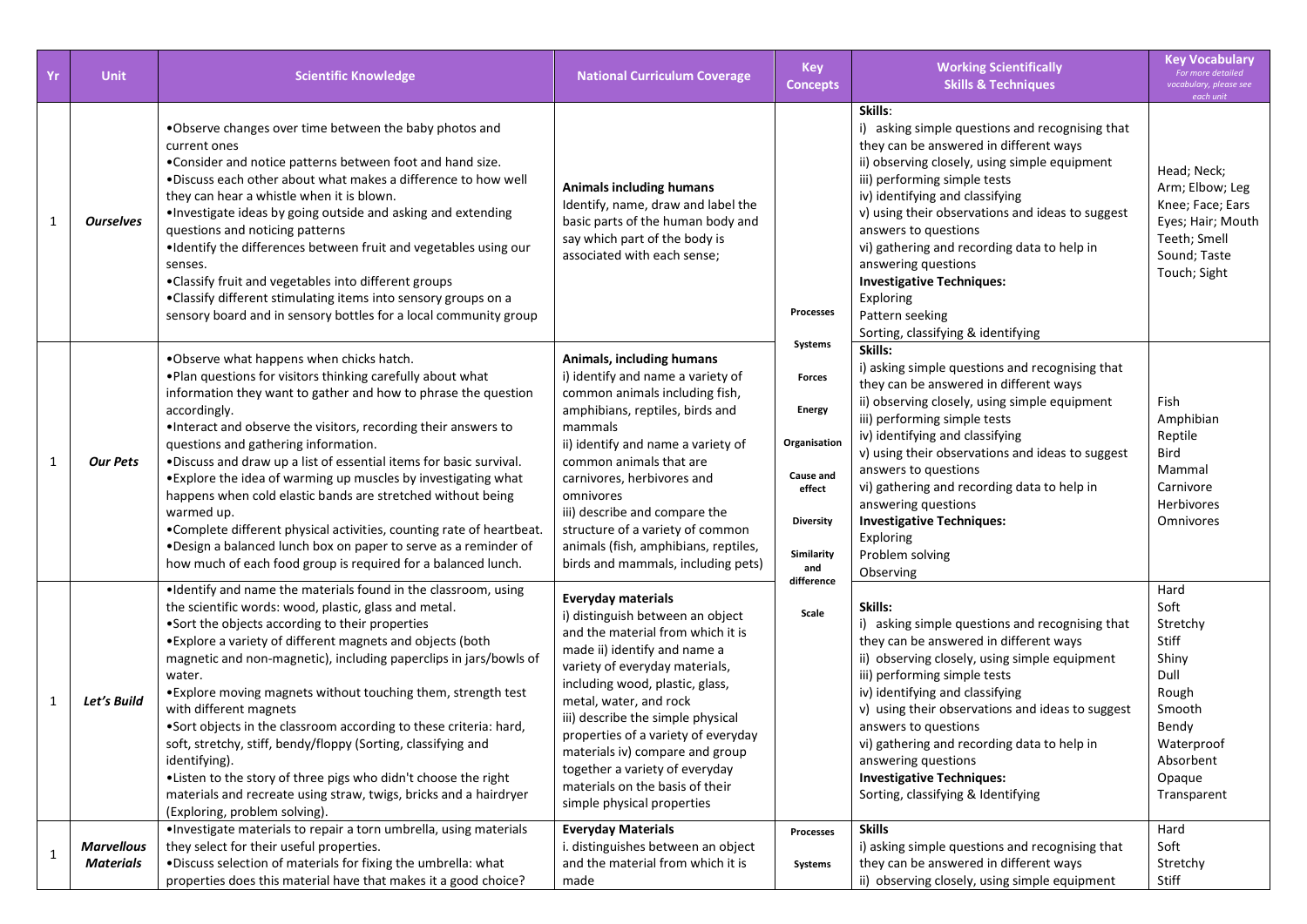| Yr | Unit | Scientific Knowledge | National Curriculum Coverage | Key Concepts | Working Scientifically Skills & Techniques | Key Vocabulary *For more detailed vocabulary, please see each unit* |
|---|---|---|---|---|---|---|
| 1 | ***Ourselves*** | •Observe changes over time between the baby photos and current ones<br>•Consider and notice patterns between foot and hand size.<br>•Discuss each other about what makes a difference to how well they can hear a whistle when it is blown.<br>•Investigate ideas by going outside and asking and extending questions and noticing patterns<br>•Identify the differences between fruit and vegetables using our senses.<br>•Classify fruit and vegetables into different groups<br>•Classify different stimulating items into sensory groups on a sensory board and in sensory bottles for a local community group | **Animals including humans**<br>Identify, name, draw and label the basic parts of the human body and say which part of the body is associated with each sense; | **Processes**<br>**Systems**<br>**Forces**<br>**Energy**<br>**Organisation**<br>**Cause and effect**<br>**Diversity**<br>**Similarity and difference**<br>**Scale** | **Skills**:<br>i) asking simple questions and recognising that they can be answered in different ways<br>ii) observing closely, using simple equipment<br>iii) performing simple tests<br>iv) identifying and classifying<br>v) using their observations and ideas to suggest answers to questions<br>vi) gathering and recording data to help in answering questions<br>**Investigative Techniques:**<br>Exploring<br>Pattern seeking<br>Sorting, classifying & identifying | Head; Neck; Arm; Elbow; Leg Knee; Face; Ears Eyes; Hair; Mouth Teeth; Smell Sound; Taste Touch; Sight |
| 1 | ***Our Pets*** | •Observe what happens when chicks hatch.<br>•Plan questions for visitors thinking carefully about what information they want to gather and how to phrase the question accordingly.<br>•Interact and observe the visitors, recording their answers to questions and gathering information.<br>•Discuss and draw up a list of essential items for basic survival.<br>•Explore the idea of warming up muscles by investigating what happens when cold elastic bands are stretched without being warmed up.<br>•Complete different physical activities, counting rate of heartbeat.<br>•Design a balanced lunch box on paper to serve as a reminder of how much of each food group is required for a balanced lunch. | **Animals, including humans**<br>i) identify and name a variety of common animals including fish, amphibians, reptiles, birds and mammals<br>ii) identify and name a variety of common animals that are carnivores, herbivores and omnivores<br>iii) describe and compare the structure of a variety of common animals (fish, amphibians, reptiles, birds and mammals, including pets) | | **Skills:**<br>i) asking simple questions and recognising that they can be answered in different ways<br>ii) observing closely, using simple equipment<br>iii) performing simple tests<br>iv) identifying and classifying<br>v) using their observations and ideas to suggest answers to questions<br>vi) gathering and recording data to help in answering questions<br>**Investigative Techniques:**<br>Exploring<br>Problem solving<br>Observing | Fish<br>Amphibian<br>Reptile<br>Bird<br>Mammal<br>Carnivore<br>Herbivores<br>Omnivores |
| 1 | ***Let's Build*** | •Identify and name the materials found in the classroom, using the scientific words: wood, plastic, glass and metal.<br>•Sort the objects according to their properties<br>•Explore a variety of different magnets and objects (both magnetic and non-magnetic), including paperclips in jars/bowls of water.<br>•Explore moving magnets without touching them, strength test with different magnets<br>•Sort objects in the classroom according to these criteria: hard, soft, stretchy, stiff, bendy/floppy (Sorting, classifying and identifying).<br>•Listen to the story of three pigs who didn't choose the right materials and recreate using straw, twigs, bricks and a hairdryer (Exploring, problem solving). | **Everyday materials**<br>i) distinguish between an object and the material from which it is made ii) identify and name a variety of everyday materials, including wood, plastic, glass, metal, water, and rock<br>iii) describe the simple physical properties of a variety of everyday materials iv) compare and group together a variety of everyday materials on the basis of their simple physical properties | | **Skills:**<br>i) asking simple questions and recognising that they can be answered in different ways<br>ii) observing closely, using simple equipment<br>iii) performing simple tests<br>iv) identifying and classifying<br>v) using their observations and ideas to suggest answers to questions<br>vi) gathering and recording data to help in answering questions<br>**Investigative Techniques:**<br>Sorting, classifying & Identifying | Hard<br>Soft<br>Stretchy<br>Stiff<br>Shiny<br>Dull<br>Rough<br>Smooth<br>Bendy<br>Waterproof<br>Absorbent<br>Opaque<br>Transparent |
| 1 | ***Marvellous Materials*** | •Investigate materials to repair a torn umbrella, using materials they select for their useful properties.<br>•Discuss selection of materials for fixing the umbrella: what properties does this material have that makes it a good choice? | **Everyday Materials**<br>i. distinguishes between an object and the material from which it is made | **Processes**<br>**Systems** | **Skills**<br>i) asking simple questions and recognising that they can be answered in different ways<br>ii) observing closely, using simple equipment | Hard<br>Soft<br>Stretchy<br>Stiff |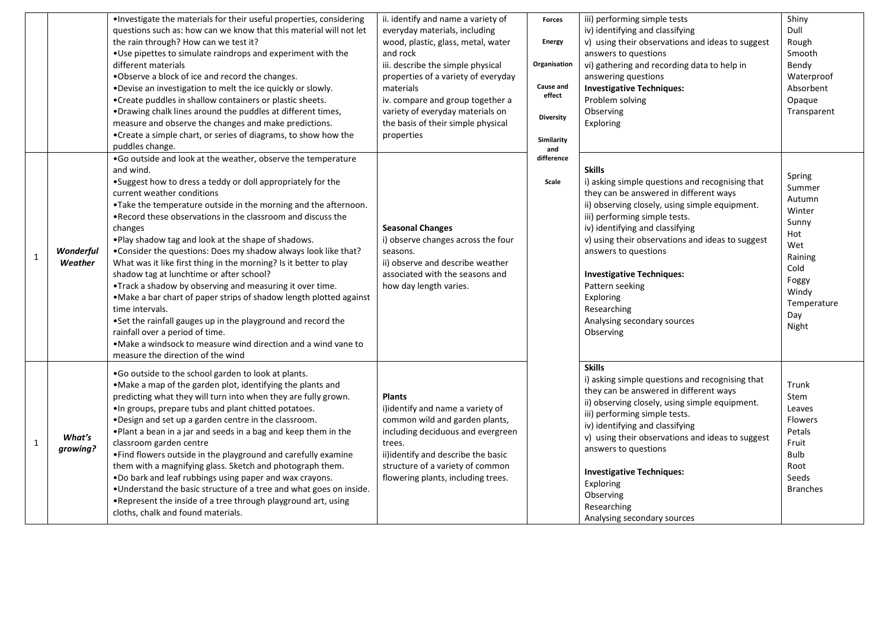| | | | | | | |
|---|---|---|---|---|---|---|
| | | •Investigate the materials for their useful properties, considering questions such as: how can we know that this material will not let the rain through? How can we test it?<br>•Use pipettes to simulate raindrops and experiment with the different materials<br>•Observe a block of ice and record the changes.<br>•Devise an investigation to melt the ice quickly or slowly.<br>•Create puddles in shallow containers or plastic sheets.<br>•Drawing chalk lines around the puddles at different times, measure and observe the changes and make predictions.<br>•Create a simple chart, or series of diagrams, to show how the puddles change. | ii. identify and name a variety of everyday materials, including wood, plastic, glass, metal, water and rock<br>iii. describe the simple physical properties of a variety of everyday materials<br>iv. compare and group together a variety of everyday materials on the basis of their simple physical properties | **Forces**<br><br>**Energy**<br><br>**Organisation**<br><br>**Cause and effect**<br><br>**Diversity**<br><br>**Similarity and difference**<br><br>**Scale** | iii) performing simple tests<br>iv) identifying and classifying<br>v) using their observations and ideas to suggest answers to questions<br>vi) gathering and recording data to help in answering questions<br>**Investigative Techniques:**<br>Problem solving<br>Observing<br>Exploring | Shiny<br>Dull<br>Rough<br>Smooth<br>Bendy<br>Waterproof<br>Absorbent<br>Opaque<br>Transparent |
| 1 | ***Wonderful Weather*** | •Go outside and look at the weather, observe the temperature and wind.<br>•Suggest how to dress a teddy or doll appropriately for the current weather conditions<br>•Take the temperature outside in the morning and the afternoon.<br>•Record these observations in the classroom and discuss the changes<br>•Play shadow tag and look at the shape of shadows.<br>•Consider the questions: Does my shadow always look like that? What was it like first thing in the morning? Is it better to play shadow tag at lunchtime or after school?<br>•Track a shadow by observing and measuring it over time.<br>•Make a bar chart of paper strips of shadow length plotted against time intervals.<br>•Set the rainfall gauges up in the playground and record the rainfall over a period of time.<br>•Make a windsock to measure wind direction and a wind vane to measure the direction of the wind | **Seasonal Changes**<br>i) observe changes across the four seasons.<br>ii) observe and describe weather associated with the seasons and how day length varies. | | **Skills**<br>i) asking simple questions and recognising that they can be answered in different ways<br>ii) observing closely, using simple equipment.<br>iii) performing simple tests.<br>iv) identifying and classifying<br>v) using their observations and ideas to suggest answers to questions<br><br>**Investigative Techniques:**<br>Pattern seeking<br>Exploring<br>Researching<br>Analysing secondary sources<br>Observing | Spring<br>Summer<br>Autumn<br>Winter<br>Sunny<br>Hot<br>Wet<br>Raining<br>Cold<br>Foggy<br>Windy<br>Temperature<br>Day<br>Night |
| 1 | ***What's growing?*** | •Go outside to the school garden to look at plants.<br>•Make a map of the garden plot, identifying the plants and predicting what they will turn into when they are fully grown.<br>•In groups, prepare tubs and plant chitted potatoes.<br>•Design and set up a garden centre in the classroom.<br>•Plant a bean in a jar and seeds in a bag and keep them in the classroom garden centre<br>•Find flowers outside in the playground and carefully examine them with a magnifying glass. Sketch and photograph them.<br>•Do bark and leaf rubbings using paper and wax crayons.<br>•Understand the basic structure of a tree and what goes on inside.<br>•Represent the inside of a tree through playground art, using cloths, chalk and found materials. | **Plants**<br>i)identify and name a variety of common wild and garden plants, including deciduous and evergreen trees.<br>ii)identify and describe the basic structure of a variety of common flowering plants, including trees. | | **Skills**<br>i) asking simple questions and recognising that they can be answered in different ways<br>ii) observing closely, using simple equipment.<br>iii) performing simple tests.<br>iv) identifying and classifying<br>v) using their observations and ideas to suggest answers to questions<br><br>**Investigative Techniques:**<br>Exploring<br>Observing<br>Researching<br>Analysing secondary sources | Trunk<br>Stem<br>Leaves<br>Flowers<br>Petals<br>Fruit<br>Bulb<br>Root<br>Seeds<br>Branches |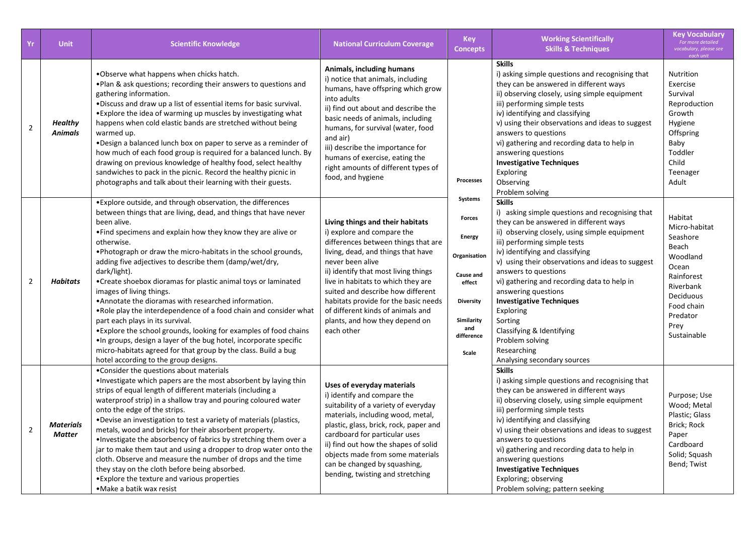| Yr | Unit | Scientific Knowledge | National Curriculum Coverage | Key Concepts | Working Scientifically Skills & Techniques | Key Vocabulary *For more detailed vocabulary, please see each unit* |
|---|---|---|---|---|---|---|
| 2 | ***Healthy Animals*** | •Observe what happens when chicks hatch.<br>•Plan & ask questions; recording their answers to questions and gathering information.<br>•Discuss and draw up a list of essential items for basic survival.<br>•Explore the idea of warming up muscles by investigating what happens when cold elastic bands are stretched without being warmed up.<br>•Design a balanced lunch box on paper to serve as a reminder of how much of each food group is required for a balanced lunch. By drawing on previous knowledge of healthy food, select healthy sandwiches to pack in the picnic. Record the healthy picnic in photographs and talk about their learning with their guests. | **Animals, including humans**<br>i) notice that animals, including humans, have offspring which grow into adults<br>ii) find out about and describe the basic needs of animals, including humans, for survival (water, food and air)<br>iii) describe the importance for humans of exercise, eating the right amounts of different types of food, and hygiene | **Processes**<br><br>**Systems**<br><br>**Forces**<br><br>**Energy**<br><br>**Organisation**<br><br>**Cause and effect**<br><br>**Diversity**<br><br>**Similarity and difference**<br><br>**Scale** | **Skills**<br>i) asking simple questions and recognising that they can be answered in different ways<br>ii) observing closely, using simple equipment<br>iii) performing simple tests<br>iv) identifying and classifying<br>v) using their observations and ideas to suggest answers to questions<br>vi) gathering and recording data to help in answering questions<br>**Investigative Techniques**<br>Exploring<br>Observing<br>Problem solving | Nutrition<br>Exercise<br>Survival<br>Reproduction<br>Growth<br>Hygiene<br>Offspring<br>Baby<br>Toddler<br>Child<br>Teenager<br>Adult |
| 2 | ***Habitats*** | •Explore outside, and through observation, the differences between things that are living, dead, and things that have never been alive.<br>•Find specimens and explain how they know they are alive or otherwise.<br>•Photograph or draw the micro-habitats in the school grounds, adding five adjectives to describe them (damp/wet/dry, dark/light).<br>•Create shoebox dioramas for plastic animal toys or laminated images of living things.<br>•Annotate the dioramas with researched information.<br>•Role play the interdependence of a food chain and consider what part each plays in its survival.<br>•Explore the school grounds, looking for examples of food chains<br>•In groups, design a layer of the bug hotel, incorporate specific micro-habitats agreed for that group by the class. Build a bug hotel according to the group designs. | **Living things and their habitats**<br>i) explore and compare the differences between things that are living, dead, and things that have never been alive<br>ii) identify that most living things live in habitats to which they are suited and describe how different habitats provide for the basic needs of different kinds of animals and plants, and how they depend on each other | | **Skills**<br>i) asking simple questions and recognising that they can be answered in different ways<br>ii) observing closely, using simple equipment<br>iii) performing simple tests<br>iv) identifying and classifying<br>v) using their observations and ideas to suggest answers to questions<br>vi) gathering and recording data to help in answering questions<br>**Investigative Techniques**<br>Exploring<br>Sorting<br>Classifying & Identifying<br>Problem solving<br>Researching<br>Analysing secondary sources | Habitat<br>Micro-habitat<br>Seashore<br>Beach<br>Woodland<br>Ocean<br>Rainforest<br>Riverbank<br>Deciduous<br>Food chain<br>Predator<br>Prey<br>Sustainable |
| 2 | ***Materials Matter*** | •Consider the questions about materials<br>•Investigate which papers are the most absorbent by laying thin strips of equal length of different materials (including a waterproof strip) in a shallow tray and pouring coloured water onto the edge of the strips.<br>•Devise an investigation to test a variety of materials (plastics, metals, wood and bricks) for their absorbent property.<br>•Investigate the absorbency of fabrics by stretching them over a jar to make them taut and using a dropper to drop water onto the cloth. Observe and measure the number of drops and the time they stay on the cloth before being absorbed.<br>•Explore the texture and various properties<br>•Make a batik wax resist | **Uses of everyday materials**<br>i) identify and compare the suitability of a variety of everyday materials, including wood, metal, plastic, glass, brick, rock, paper and cardboard for particular uses<br>ii) find out how the shapes of solid objects made from some materials can be changed by squashing, bending, twisting and stretching | | **Skills**<br>i) asking simple questions and recognising that they can be answered in different ways<br>ii) observing closely, using simple equipment<br>iii) performing simple tests<br>iv) identifying and classifying<br>v) using their observations and ideas to suggest answers to questions<br>vi) gathering and recording data to help in answering questions<br>**Investigative Techniques**<br>Exploring; observing<br>Problem solving; pattern seeking | Purpose; Use<br>Wood; Metal<br>Plastic; Glass<br>Brick; Rock<br>Paper<br>Cardboard<br>Solid; Squash<br>Bend; Twist |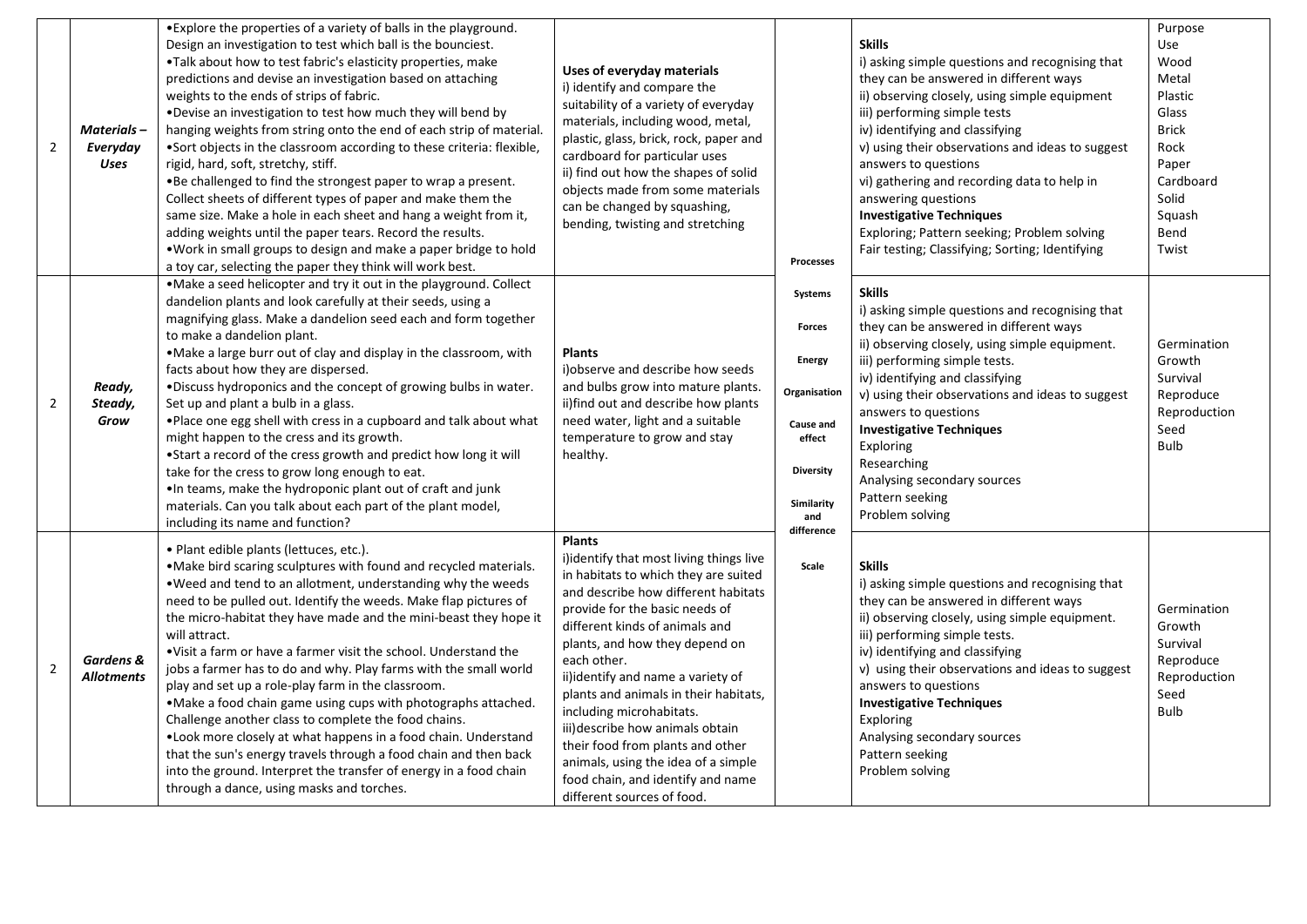| | | | | | | |
|---|---|---|---|---|---|---|
| 2 | ***Materials – Everyday Uses*** | •Explore the properties of a variety of balls in the playground. Design an investigation to test which ball is the bounciest.<br>•Talk about how to test fabric's elasticity properties, make predictions and devise an investigation based on attaching weights to the ends of strips of fabric.<br>•Devise an investigation to test how much they will bend by hanging weights from string onto the end of each strip of material.<br>•Sort objects in the classroom according to these criteria: flexible, rigid, hard, soft, stretchy, stiff.<br>•Be challenged to find the strongest paper to wrap a present. Collect sheets of different types of paper and make them the same size. Make a hole in each sheet and hang a weight from it, adding weights until the paper tears. Record the results.<br>•Work in small groups to design and make a paper bridge to hold a toy car, selecting the paper they think will work best. | **Uses of everyday materials**<br>i) identify and compare the suitability of a variety of everyday materials, including wood, metal, plastic, glass, brick, rock, paper and cardboard for particular uses<br>ii) find out how the shapes of solid objects made from some materials can be changed by squashing, bending, twisting and stretching | **Processes**<br><br>**Systems**<br><br>**Forces**<br><br>**Energy**<br><br>**Organisation**<br><br>**Cause and effect**<br><br>**Diversity**<br><br>**Similarity and difference**<br><br>**Scale** | **Skills**<br>i) asking simple questions and recognising that they can be answered in different ways<br>ii) observing closely, using simple equipment<br>iii) performing simple tests<br>iv) identifying and classifying<br>v) using their observations and ideas to suggest answers to questions<br>vi) gathering and recording data to help in answering questions<br>**Investigative Techniques**<br>Exploring; Pattern seeking; Problem solving<br>Fair testing; Classifying; Sorting; Identifying | Purpose<br>Use<br>Wood<br>Metal<br>Plastic<br>Glass<br>Brick<br>Rock<br>Paper<br>Cardboard<br>Solid<br>Squash<br>Bend<br>Twist |
| 2 | ***Ready, Steady, Grow*** | •Make a seed helicopter and try it out in the playground. Collect dandelion plants and look carefully at their seeds, using a magnifying glass. Make a dandelion seed each and form together to make a dandelion plant.<br>•Make a large burr out of clay and display in the classroom, with facts about how they are dispersed.<br>•Discuss hydroponics and the concept of growing bulbs in water. Set up and plant a bulb in a glass.<br>•Place one egg shell with cress in a cupboard and talk about what might happen to the cress and its growth.<br>•Start a record of the cress growth and predict how long it will take for the cress to grow long enough to eat.<br>•In teams, make the hydroponic plant out of craft and junk materials. Can you talk about each part of the plant model, including its name and function? | **Plants**<br>i)observe and describe how seeds and bulbs grow into mature plants.<br>ii)find out and describe how plants need water, light and a suitable temperature to grow and stay healthy. | | **Skills**<br>i) asking simple questions and recognising that they can be answered in different ways<br>ii) observing closely, using simple equipment.<br>iii) performing simple tests.<br>iv) identifying and classifying<br>v) using their observations and ideas to suggest answers to questions<br>**Investigative Techniques**<br>Exploring<br>Researching<br>Analysing secondary sources<br>Pattern seeking<br>Problem solving | Germination<br>Growth<br>Survival<br>Reproduce<br>Reproduction<br>Seed<br>Bulb |
| 2 | ***Gardens & Allotments*** | • Plant edible plants (lettuces, etc.).<br>•Make bird scaring sculptures with found and recycled materials.<br>•Weed and tend to an allotment, understanding why the weeds need to be pulled out. Identify the weeds. Make flap pictures of the micro-habitat they have made and the mini-beast they hope it will attract.<br>•Visit a farm or have a farmer visit the school. Understand the jobs a farmer has to do and why. Play farms with the small world play and set up a role-play farm in the classroom.<br>•Make a food chain game using cups with photographs attached. Challenge another class to complete the food chains.<br>•Look more closely at what happens in a food chain. Understand that the sun's energy travels through a food chain and then back into the ground. Interpret the transfer of energy in a food chain through a dance, using masks and torches. | **Plants**<br>i)identify that most living things live in habitats to which they are suited and describe how different habitats provide for the basic needs of different kinds of animals and plants, and how they depend on each other.<br>ii)identify and name a variety of plants and animals in their habitats, including microhabitats.<br>iii)describe how animals obtain their food from plants and other animals, using the idea of a simple food chain, and identify and name different sources of food. | | **Skills**<br>i) asking simple questions and recognising that they can be answered in different ways<br>ii) observing closely, using simple equipment.<br>iii) performing simple tests.<br>iv) identifying and classifying<br>v) using their observations and ideas to suggest answers to questions<br>**Investigative Techniques**<br>Exploring<br>Analysing secondary sources<br>Pattern seeking<br>Problem solving | Germination<br>Growth<br>Survival<br>Reproduce<br>Reproduction<br>Seed<br>Bulb |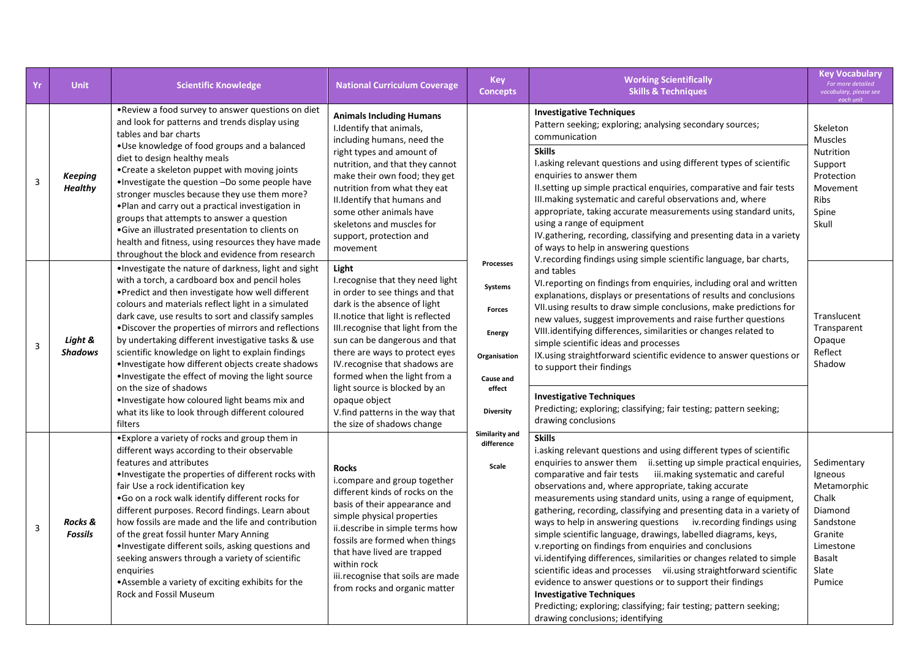| Yr | Unit | Scientific Knowledge | National Curriculum Coverage | Key Concepts | Working Scientifically Skills & Techniques | Key Vocabulary *For more detailed vocabulary, please see each unit* |
|---|---|---|---|---|---|---|
| 3 | ***Keeping Healthy*** | •Review a food survey to answer questions on diet and look for patterns and trends display using tables and bar charts<br>•Use knowledge of food groups and a balanced diet to design healthy meals<br>•Create a skeleton puppet with moving joints<br>•Investigate the question –Do some people have stronger muscles because they use them more?<br>•Plan and carry out a practical investigation in groups that attempts to answer a question<br>•Give an illustrated presentation to clients on health and fitness, using resources they have made throughout the block and evidence from research | **Animals Including Humans**<br>I.Identify that animals, including humans, need the right types and amount of nutrition, and that they cannot make their own food; they get nutrition from what they eat<br>II.Identify that humans and some other animals have skeletons and muscles for support, protection and movement | **Processes**<br><br>**Systems**<br><br>**Forces**<br><br>**Energy**<br><br>**Organisation**<br><br>**Cause and effect**<br><br>**Diversity**<br><br>**Similarity and difference**<br><br>**Scale** | **Investigative Techniques**<br>Pattern seeking; exploring; analysing secondary sources; communication<br>**Skills**<br>I.asking relevant questions and using different types of scientific enquiries to answer them<br>II.setting up simple practical enquiries, comparative and fair tests<br>III.making systematic and careful observations and, where appropriate, taking accurate measurements using standard units, using a range of equipment<br>IV.gathering, recording, classifying and presenting data in a variety of ways to help in answering questions<br>V.recording findings using simple scientific language, bar charts, and tables<br>VI.reporting on findings from enquiries, including oral and written explanations, displays or presentations of results and conclusions<br>VII.using results to draw simple conclusions, make predictions for new values, suggest improvements and raise further questions<br>VIII.identifying differences, similarities or changes related to simple scientific ideas and processes<br>IX.using straightforward scientific evidence to answer questions or to support their findings | Skeleton<br>Muscles<br>Nutrition<br>Support<br>Protection<br>Movement<br>Ribs<br>Spine<br>Skull |
| 3 | ***Light & Shadows*** | •Investigate the nature of darkness, light and sight with a torch, a cardboard box and pencil holes<br>•Predict and then investigate how well different colours and materials reflect light in a simulated dark cave, use results to sort and classify samples<br>•Discover the properties of mirrors and reflections by undertaking different investigative tasks & use scientific knowledge on light to explain findings<br>•Investigate how different objects create shadows<br>•Investigate the effect of moving the light source on the size of shadows<br>•Investigate how coloured light beams mix and what its like to look through different coloured filters | **Light**<br>I.recognise that they need light in order to see things and that dark is the absence of light<br>II.notice that light is reflected<br>III.recognise that light from the sun can be dangerous and that there are ways to protect eyes<br>IV.recognise that shadows are formed when the light from a light source is blocked by an opaque object<br>V.find patterns in the way that the size of shadows change | | **Investigative Techniques**<br>Predicting; exploring; classifying; fair testing; pattern seeking; drawing conclusions | Translucent<br>Transparent<br>Opaque<br>Reflect<br>Shadow |
| 3 | ***Rocks & Fossils*** | •Explore a variety of rocks and group them in different ways according to their observable features and attributes<br>•Investigate the properties of different rocks with fair Use a rock identification key<br>•Go on a rock walk identify different rocks for different purposes. Record findings. Learn about how fossils are made and the life and contribution of the great fossil hunter Mary Anning<br>•Investigate different soils, asking questions and seeking answers through a variety of scientific enquiries<br>•Assemble a variety of exciting exhibits for the Rock and Fossil Museum | **Rocks**<br>i.compare and group together different kinds of rocks on the basis of their appearance and simple physical properties<br>ii.describe in simple terms how fossils are formed when things that have lived are trapped within rock<br>iii.recognise that soils are made from rocks and organic matter | | **Skills**<br>i.asking relevant questions and using different types of scientific enquiries to answer them ii.setting up simple practical enquiries, comparative and fair tests iii.making systematic and careful observations and, where appropriate, taking accurate measurements using standard units, using a range of equipment, gathering, recording, classifying and presenting data in a variety of ways to help in answering questions iv.recording findings using simple scientific language, drawings, labelled diagrams, keys, v.reporting on findings from enquiries and conclusions<br>vi.identifying differences, similarities or changes related to simple scientific ideas and processes vii.using straightforward scientific evidence to answer questions or to support their findings<br>**Investigative Techniques**<br>Predicting; exploring; classifying; fair testing; pattern seeking; drawing conclusions; identifying | Sedimentary<br>Igneous<br>Metamorphic<br>Chalk<br>Diamond<br>Sandstone<br>Granite<br>Limestone<br>Basalt<br>Slate<br>Pumice |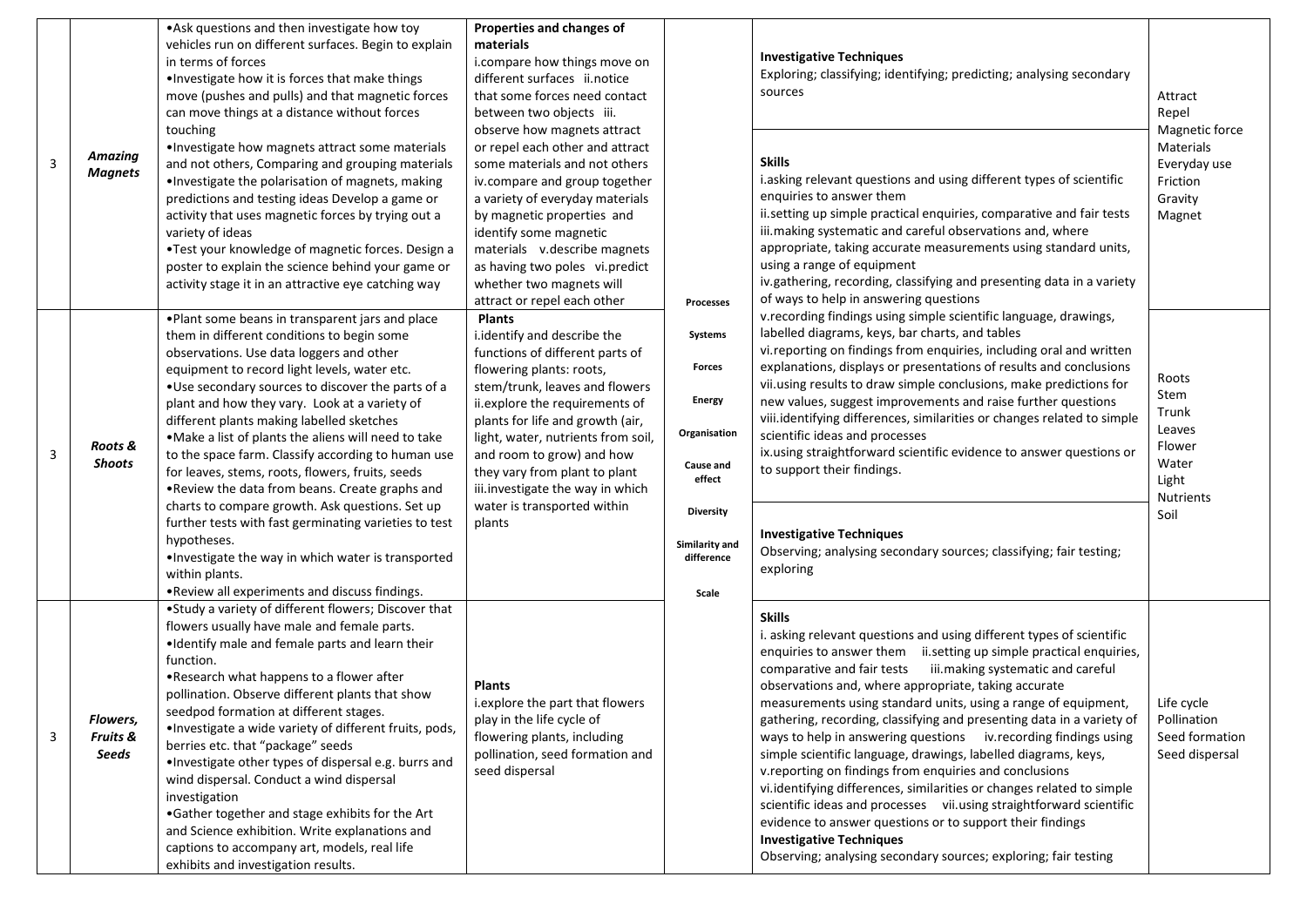| Year | Topic | Activities | Curriculum Objectives | Concepts | Skills / Investigative Techniques | Vocabulary |
|---|---|---|---|---|---|---|
| 3 | **Amazing Magnets** | •Ask questions and then investigate how toy vehicles run on different surfaces. Begin to explain in terms of forces<br>•Investigate how it is forces that make things move (pushes and pulls) and that magnetic forces can move things at a distance without forces touching<br>•Investigate how magnets attract some materials and not others, Comparing and grouping materials<br>•Investigate the polarisation of magnets, making predictions and testing ideas Develop a game or activity that uses magnetic forces by trying out a variety of ideas<br>•Test your knowledge of magnetic forces. Design a poster to explain the science behind your game or activity stage it in an attractive eye catching way | **Properties and changes of materials**<br>i.compare how things move on different surfaces ii.notice that some forces need contact between two objects iii. observe how magnets attract or repel each other and attract some materials and not others iv.compare and group together a variety of everyday materials by magnetic properties and identify some magnetic materials v.describe magnets as having two poles vi.predict whether two magnets will attract or repel each other | **Processes**<br><br>**Systems**<br><br>**Forces**<br><br>**Energy**<br><br>**Organisation**<br><br>**Cause and effect**<br><br>**Diversity**<br><br>**Similarity and difference**<br><br>**Scale** | **Investigative Techniques**<br>Exploring; classifying; identifying; predicting; analysing secondary sources<br><br>**Skills**<br>i.asking relevant questions and using different types of scientific enquiries to answer them<br>ii.setting up simple practical enquiries, comparative and fair tests<br>iii.making systematic and careful observations and, where appropriate, taking accurate measurements using standard units, using a range of equipment<br>iv.gathering, recording, classifying and presenting data in a variety of ways to help in answering questions<br>v.recording findings using simple scientific language, drawings, labelled diagrams, keys, bar charts, and tables<br>vi.reporting on findings from enquiries, including oral and written explanations, displays or presentations of results and conclusions<br>vii.using results to draw simple conclusions, make predictions for new values, suggest improvements and raise further questions<br>viii.identifying differences, similarities or changes related to simple scientific ideas and processes<br>ix.using straightforward scientific evidence to answer questions or to support their findings. | Attract<br>Repel<br>Magnetic force<br>Materials<br>Everyday use<br>Friction<br>Gravity<br>Magnet |
| 3 | **Roots & Shoots** | •Plant some beans in transparent jars and place them in different conditions to begin some observations. Use data loggers and other equipment to record light levels, water etc.<br>•Use secondary sources to discover the parts of a plant and how they vary. Look at a variety of different plants making labelled sketches<br>•Make a list of plants the aliens will need to take to the space farm. Classify according to human use for leaves, stems, roots, flowers, fruits, seeds<br>•Review the data from beans. Create graphs and charts to compare growth. Ask questions. Set up further tests with fast germinating varieties to test hypotheses.<br>•Investigate the way in which water is transported within plants.<br>•Review all experiments and discuss findings. | **Plants**<br>i.identify and describe the functions of different parts of flowering plants: roots, stem/trunk, leaves and flowers<br>ii.explore the requirements of plants for life and growth (air, light, water, nutrients from soil, and room to grow) and how they vary from plant to plant<br>iii.investigate the way in which water is transported within plants | | **Investigative Techniques**<br>Observing; analysing secondary sources; classifying; fair testing; exploring | Roots<br>Stem<br>Trunk<br>Leaves<br>Flower<br>Water<br>Light<br>Nutrients<br>Soil |
| 3 | **Flowers, Fruits & Seeds** | •Study a variety of different flowers; Discover that flowers usually have male and female parts.<br>•Identify male and female parts and learn their function.<br>•Research what happens to a flower after pollination. Observe different plants that show seedpod formation at different stages.<br>•Investigate a wide variety of different fruits, pods, berries etc. that "package" seeds<br>•Investigate other types of dispersal e.g. burrs and wind dispersal. Conduct a wind dispersal investigation<br>•Gather together and stage exhibits for the Art and Science exhibition. Write explanations and captions to accompany art, models, real life exhibits and investigation results. | **Plants**<br>i.explore the part that flowers play in the life cycle of flowering plants, including pollination, seed formation and seed dispersal | | **Skills**<br>i. asking relevant questions and using different types of scientific enquiries to answer them ii.setting up simple practical enquiries, comparative and fair tests iii.making systematic and careful observations and, where appropriate, taking accurate measurements using standard units, using a range of equipment, gathering, recording, classifying and presenting data in a variety of ways to help in answering questions iv.recording findings using simple scientific language, drawings, labelled diagrams, keys,<br>v.reporting on findings from enquiries and conclusions<br>vi.identifying differences, similarities or changes related to simple scientific ideas and processes vii.using straightforward scientific evidence to answer questions or to support their findings<br>**Investigative Techniques**<br>Observing; analysing secondary sources; exploring; fair testing | Life cycle<br>Pollination<br>Seed formation<br>Seed dispersal |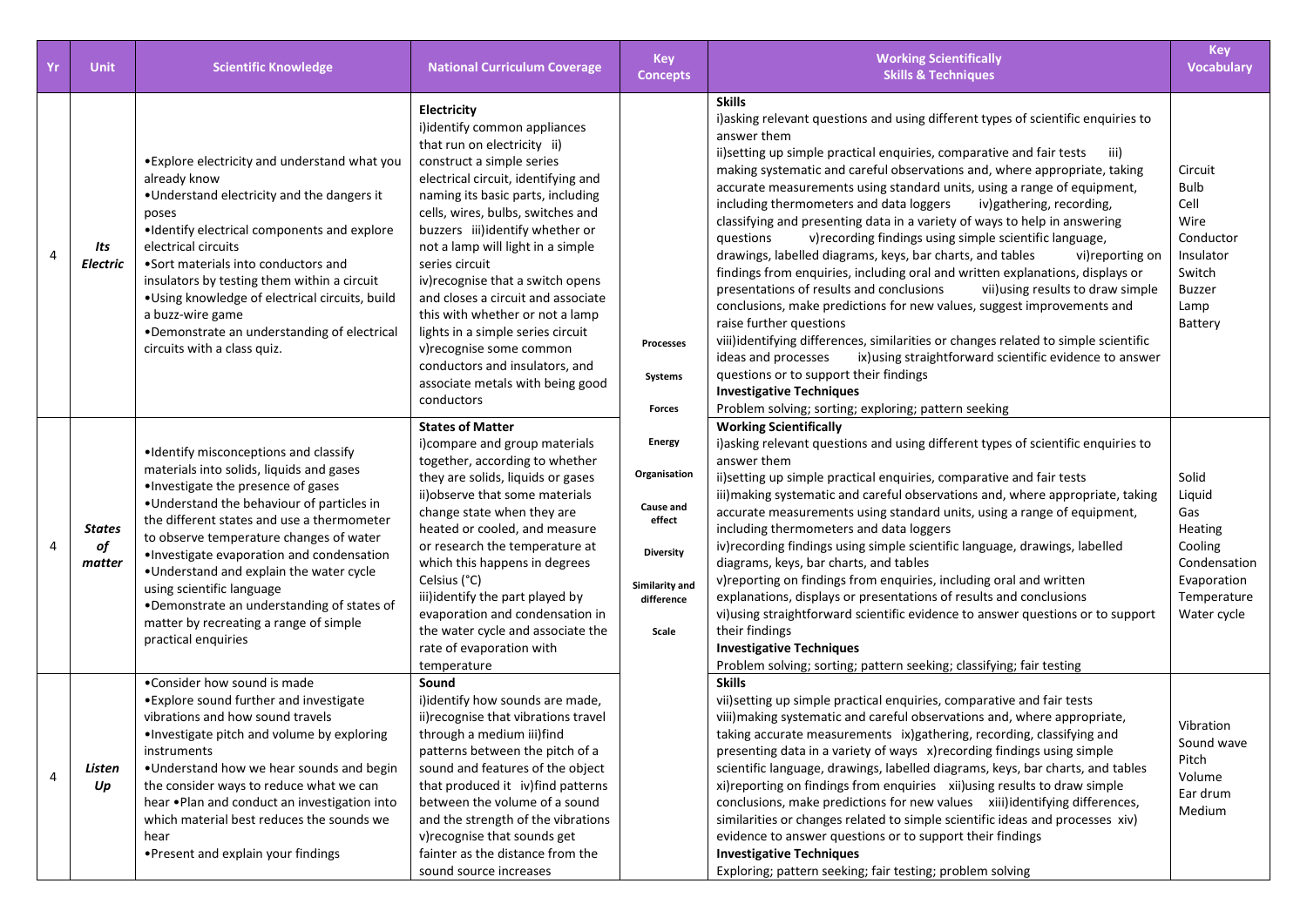| Yr | Unit | Scientific Knowledge | National Curriculum Coverage | Key Concepts | Working Scientifically Skills & Techniques | Key Vocabulary |
|---|---|---|---|---|---|---|
| 4 | ***Its Electric*** | •Explore electricity and understand what you already know<br>•Understand electricity and the dangers it poses<br>•Identify electrical components and explore electrical circuits<br>•Sort materials into conductors and insulators by testing them within a circuit<br>•Using knowledge of electrical circuits, build a buzz-wire game<br>•Demonstrate an understanding of electrical circuits with a class quiz. | **Electricity**<br>i)identify common appliances that run on electricity ii) construct a simple series electrical circuit, identifying and naming its basic parts, including cells, wires, bulbs, switches and buzzers iii)identify whether or not a lamp will light in a simple series circuit<br>iv)recognise that a switch opens and closes a circuit and associate this with whether or not a lamp lights in a simple series circuit<br>v)recognise some common conductors and insulators, and associate metals with being good conductors | **Processes**<br>**Systems**<br>**Forces**<br>**Energy**<br>**Organisation**<br>**Cause and effect**<br>**Diversity**<br>**Similarity and difference**<br>**Scale** | **Skills**<br>i)asking relevant questions and using different types of scientific enquiries to answer them<br>ii)setting up simple practical enquiries, comparative and fair tests iii) making systematic and careful observations and, where appropriate, taking accurate measurements using standard units, using a range of equipment, including thermometers and data loggers iv)gathering, recording, classifying and presenting data in a variety of ways to help in answering questions v)recording findings using simple scientific language, drawings, labelled diagrams, keys, bar charts, and tables vi)reporting on findings from enquiries, including oral and written explanations, displays or presentations of results and conclusions vii)using results to draw simple conclusions, make predictions for new values, suggest improvements and raise further questions<br>viii)identifying differences, similarities or changes related to simple scientific ideas and processes ix)using straightforward scientific evidence to answer questions or to support their findings<br>**Investigative Techniques**<br>Problem solving; sorting; exploring; pattern seeking | Circuit<br>Bulb<br>Cell<br>Wire<br>Conductor<br>Insulator<br>Switch<br>Buzzer<br>Lamp<br>Battery |
| 4 | ***States of matter*** | •Identify misconceptions and classify materials into solids, liquids and gases<br>•Investigate the presence of gases<br>•Understand the behaviour of particles in the different states and use a thermometer to observe temperature changes of water<br>•Investigate evaporation and condensation<br>•Understand and explain the water cycle using scientific language<br>•Demonstrate an understanding of states of matter by recreating a range of simple practical enquiries | **States of Matter**<br>i)compare and group materials together, according to whether they are solids, liquids or gases<br>ii)observe that some materials change state when they are heated or cooled, and measure or research the temperature at which this happens in degrees Celsius (°C)<br>iii)identify the part played by evaporation and condensation in the water cycle and associate the rate of evaporation with temperature | | **Working Scientifically**<br>i)asking relevant questions and using different types of scientific enquiries to answer them<br>ii)setting up simple practical enquiries, comparative and fair tests<br>iii)making systematic and careful observations and, where appropriate, taking accurate measurements using standard units, using a range of equipment, including thermometers and data loggers<br>iv)recording findings using simple scientific language, drawings, labelled diagrams, keys, bar charts, and tables<br>v)reporting on findings from enquiries, including oral and written explanations, displays or presentations of results and conclusions<br>vi)using straightforward scientific evidence to answer questions or to support their findings<br>**Investigative Techniques**<br>Problem solving; sorting; pattern seeking; classifying; fair testing | Solid<br>Liquid<br>Gas<br>Heating<br>Cooling<br>Condensation<br>Evaporation<br>Temperature<br>Water cycle |
| 4 | ***Listen Up*** | •Consider how sound is made<br>•Explore sound further and investigate vibrations and how sound travels<br>•Investigate pitch and volume by exploring instruments<br>•Understand how we hear sounds and begin the consider ways to reduce what we can hear •Plan and conduct an investigation into which material best reduces the sounds we hear<br>•Present and explain your findings | **Sound**<br>i)identify how sounds are made, ii)recognise that vibrations travel through a medium iii)find patterns between the pitch of a sound and features of the object that produced it iv)find patterns between the volume of a sound and the strength of the vibrations v)recognise that sounds get fainter as the distance from the sound source increases | | **Skills**<br>vii)setting up simple practical enquiries, comparative and fair tests<br>viii)making systematic and careful observations and, where appropriate, taking accurate measurements ix)gathering, recording, classifying and presenting data in a variety of ways x)recording findings using simple scientific language, drawings, labelled diagrams, keys, bar charts, and tables xi)reporting on findings from enquiries xii)using results to draw simple conclusions, make predictions for new values xiii)identifying differences, similarities or changes related to simple scientific ideas and processes xiv) evidence to answer questions or to support their findings<br>**Investigative Techniques**<br>Exploring; pattern seeking; fair testing; problem solving | Vibration<br>Sound wave<br>Pitch<br>Volume<br>Ear drum<br>Medium |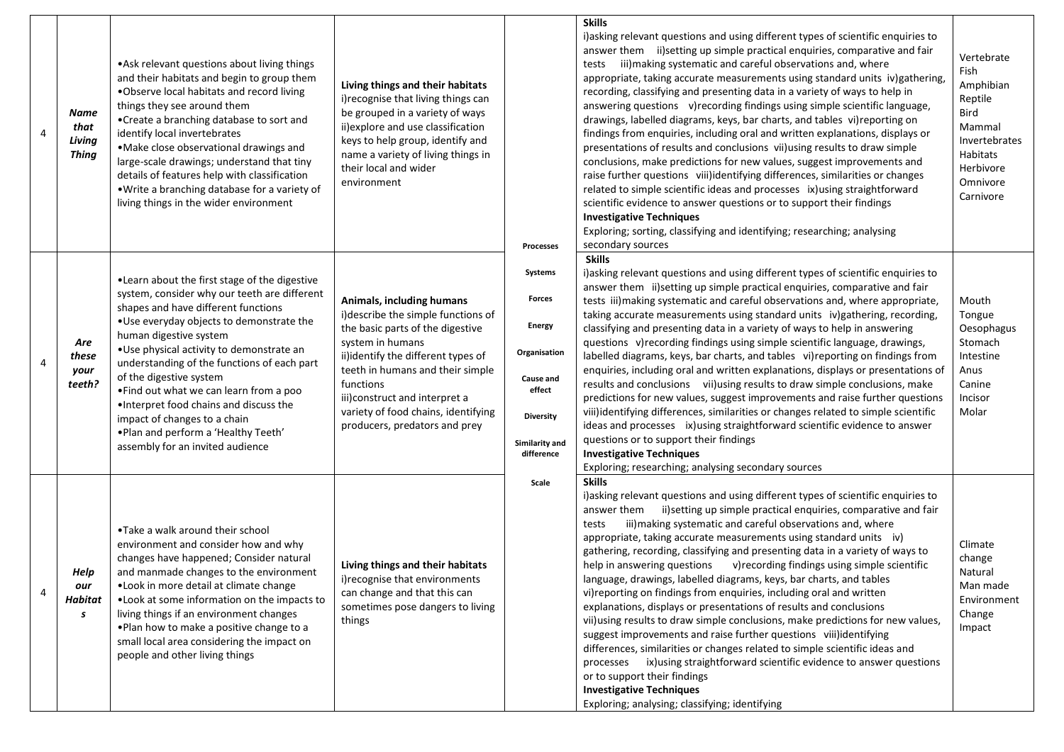| | | | | | | |
|---|---|---|---|---|---|---|
| 4 | ***Name that Living Thing*** | •Ask relevant questions about living things and their habitats and begin to group them<br>•Observe local habitats and record living things they see around them<br>•Create a branching database to sort and identify local invertebrates<br>•Make close observational drawings and large-scale drawings; understand that tiny details of features help with classification<br>•Write a branching database for a variety of living things in the wider environment | **Living things and their habitats**<br>i)recognise that living things can be grouped in a variety of ways<br>ii)explore and use classification keys to help group, identify and name a variety of living things in their local and wider environment | **Processes**<br><br>**Systems**<br><br>**Forces**<br><br>**Energy**<br><br>**Organisation**<br><br>**Cause and effect**<br><br>**Diversity**<br><br>**Similarity and difference**<br><br>**Scale** | **Skills**<br>i)asking relevant questions and using different types of scientific enquiries to answer them ii)setting up simple practical enquiries, comparative and fair tests iii)making systematic and careful observations and, where appropriate, taking accurate measurements using standard units iv)gathering, recording, classifying and presenting data in a variety of ways to help in answering questions v)recording findings using simple scientific language, drawings, labelled diagrams, keys, bar charts, and tables vi)reporting on findings from enquiries, including oral and written explanations, displays or presentations of results and conclusions vii)using results to draw simple conclusions, make predictions for new values, suggest improvements and raise further questions viii)identifying differences, similarities or changes related to simple scientific ideas and processes ix)using straightforward scientific evidence to answer questions or to support their findings<br>**Investigative Techniques**<br>Exploring; sorting, classifying and identifying; researching; analysing secondary sources | Vertebrate<br>Fish<br>Amphibian<br>Reptile<br>Bird<br>Mammal<br>Invertebrates<br>Habitats<br>Herbivore<br>Omnivore<br>Carnivore |
| 4 | ***Are these your teeth?*** | •Learn about the first stage of the digestive system, consider why our teeth are different shapes and have different functions<br>•Use everyday objects to demonstrate the human digestive system<br>•Use physical activity to demonstrate an understanding of the functions of each part of the digestive system<br>•Find out what we can learn from a poo<br>•Interpret food chains and discuss the impact of changes to a chain<br>•Plan and perform a 'Healthy Teeth' assembly for an invited audience | **Animals, including humans**<br>i)describe the simple functions of the basic parts of the digestive system in humans<br>ii)identify the different types of teeth in humans and their simple functions<br>iii)construct and interpret a variety of food chains, identifying producers, predators and prey | | **Skills**<br>i)asking relevant questions and using different types of scientific enquiries to answer them ii)setting up simple practical enquiries, comparative and fair tests iii)making systematic and careful observations and, where appropriate, taking accurate measurements using standard units iv)gathering, recording, classifying and presenting data in a variety of ways to help in answering questions v)recording findings using simple scientific language, drawings, labelled diagrams, keys, bar charts, and tables vi)reporting on findings from enquiries, including oral and written explanations, displays or presentations of results and conclusions vii)using results to draw simple conclusions, make predictions for new values, suggest improvements and raise further questions viii)identifying differences, similarities or changes related to simple scientific ideas and processes ix)using straightforward scientific evidence to answer questions or to support their findings<br>**Investigative Techniques**<br>Exploring; researching; analysing secondary sources | Mouth<br>Tongue<br>Oesophagus<br>Stomach<br>Intestine<br>Anus<br>Canine<br>Incisor<br>Molar |
| 4 | ***Help our Habitats*** | •Take a walk around their school environment and consider how and why changes have happened; Consider natural and manmade changes to the environment<br>•Look in more detail at climate change<br>•Look at some information on the impacts to living things if an environment changes<br>•Plan how to make a positive change to a small local area considering the impact on people and other living things | **Living things and their habitats**<br>i)recognise that environments can change and that this can sometimes pose dangers to living things | | **Skills**<br>i)asking relevant questions and using different types of scientific enquiries to answer them ii)setting up simple practical enquiries, comparative and fair tests iii)making systematic and careful observations and, where appropriate, taking accurate measurements using standard units iv) gathering, recording, classifying and presenting data in a variety of ways to help in answering questions v)recording findings using simple scientific language, drawings, labelled diagrams, keys, bar charts, and tables vi)reporting on findings from enquiries, including oral and written explanations, displays or presentations of results and conclusions vii)using results to draw simple conclusions, make predictions for new values, suggest improvements and raise further questions viii)identifying differences, similarities or changes related to simple scientific ideas and processes ix)using straightforward scientific evidence to answer questions or to support their findings<br>**Investigative Techniques**<br>Exploring; analysing; classifying; identifying | Climate change<br>Natural<br>Man made<br>Environment<br>Change<br>Impact |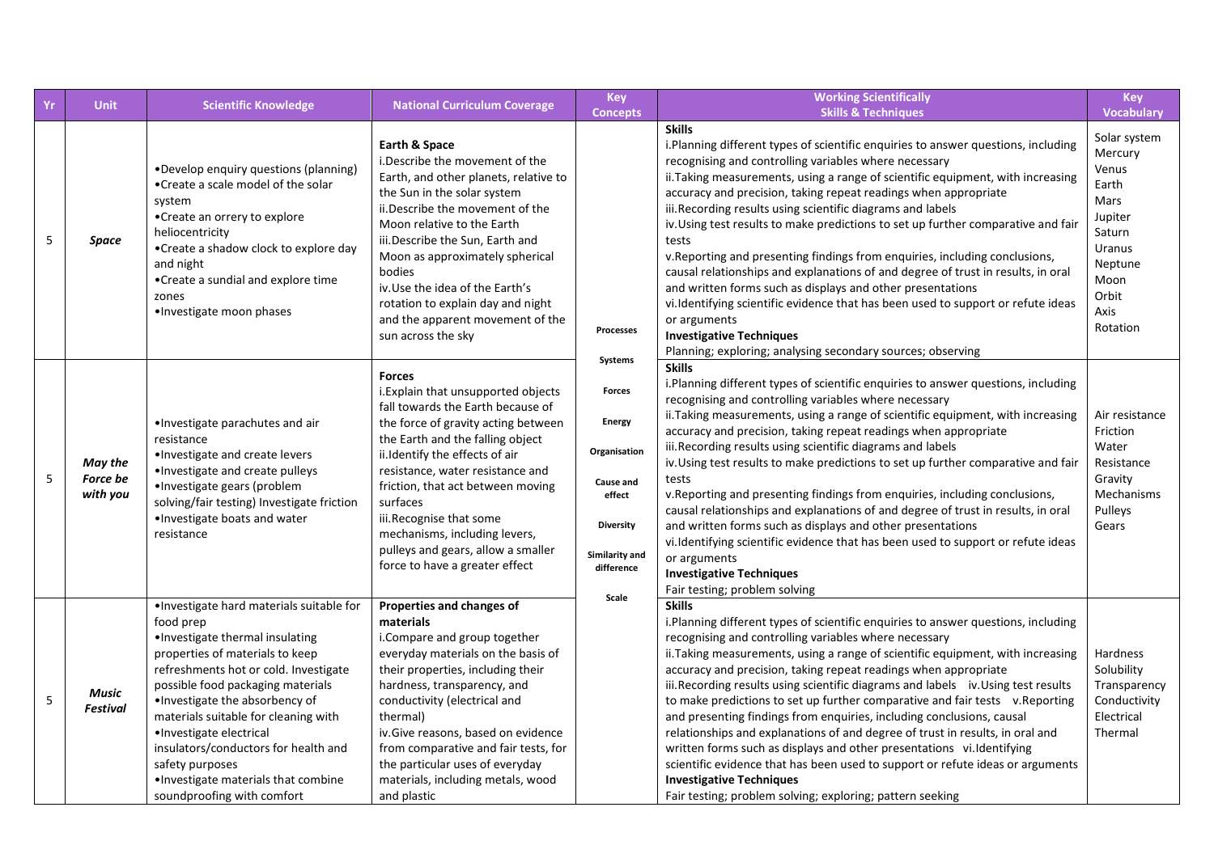| Yr | Unit | Scientific Knowledge | National Curriculum Coverage | Key Concepts | Working Scientifically Skills & Techniques | Key Vocabulary |
|---|---|---|---|---|---|---|
| 5 | *Space* | •Develop enquiry questions (planning)<br>•Create a scale model of the solar system<br>•Create an orrery to explore heliocentricity<br>•Create a shadow clock to explore day and night<br>•Create a sundial and explore time zones<br>•Investigate moon phases | **Earth & Space**<br>i.Describe the movement of the Earth, and other planets, relative to the Sun in the solar system<br>ii.Describe the movement of the Moon relative to the Earth<br>iii.Describe the Sun, Earth and Moon as approximately spherical bodies<br>iv.Use the idea of the Earth's rotation to explain day and night and the apparent movement of the sun across the sky | **Processes**<br><br>**Systems**<br><br>**Forces**<br><br>**Energy**<br><br>**Organisation**<br><br>**Cause and effect**<br><br>**Diversity**<br><br>**Similarity and difference**<br><br>**Scale** | **Skills**<br>i.Planning different types of scientific enquiries to answer questions, including recognising and controlling variables where necessary<br>ii.Taking measurements, using a range of scientific equipment, with increasing accuracy and precision, taking repeat readings when appropriate<br>iii.Recording results using scientific diagrams and labels<br>iv.Using test results to make predictions to set up further comparative and fair tests<br>v.Reporting and presenting findings from enquiries, including conclusions, causal relationships and explanations of and degree of trust in results, in oral and written forms such as displays and other presentations<br>vi.Identifying scientific evidence that has been used to support or refute ideas or arguments<br>**Investigative Techniques**<br>Planning; exploring; analysing secondary sources; observing | Solar system<br>Mercury<br>Venus<br>Earth<br>Mars<br>Jupiter<br>Saturn<br>Uranus<br>Neptune<br>Moon<br>Orbit<br>Axis<br>Rotation |
| 5 | *May the Force be with you* | •Investigate parachutes and air resistance<br>•Investigate and create levers<br>•Investigate and create pulleys<br>•Investigate gears (problem solving/fair testing) Investigate friction<br>•Investigate boats and water resistance | **Forces**<br>i.Explain that unsupported objects fall towards the Earth because of the force of gravity acting between the Earth and the falling object<br>ii.Identify the effects of air resistance, water resistance and friction, that act between moving surfaces<br>iii.Recognise that some mechanisms, including levers, pulleys and gears, allow a smaller force to have a greater effect | | **Skills**<br>i.Planning different types of scientific enquiries to answer questions, including recognising and controlling variables where necessary<br>ii.Taking measurements, using a range of scientific equipment, with increasing accuracy and precision, taking repeat readings when appropriate<br>iii.Recording results using scientific diagrams and labels<br>iv.Using test results to make predictions to set up further comparative and fair tests<br>v.Reporting and presenting findings from enquiries, including conclusions, causal relationships and explanations of and degree of trust in results, in oral and written forms such as displays and other presentations<br>vi.Identifying scientific evidence that has been used to support or refute ideas or arguments<br>**Investigative Techniques**<br>Fair testing; problem solving | Air resistance<br>Friction<br>Water<br>Resistance<br>Gravity<br>Mechanisms<br>Pulleys<br>Gears |
| 5 | *Music Festival* | •Investigate hard materials suitable for food prep<br>•Investigate thermal insulating properties of materials to keep refreshments hot or cold. Investigate possible food packaging materials<br>•Investigate the absorbency of materials suitable for cleaning with<br>•Investigate electrical insulators/conductors for health and safety purposes<br>•Investigate materials that combine soundproofing with comfort | **Properties and changes of materials**<br>i.Compare and group together everyday materials on the basis of their properties, including their hardness, transparency, and conductivity (electrical and thermal)<br>iv.Give reasons, based on evidence from comparative and fair tests, for the particular uses of everyday materials, including metals, wood and plastic | | **Skills**<br>i.Planning different types of scientific enquiries to answer questions, including recognising and controlling variables where necessary<br>ii.Taking measurements, using a range of scientific equipment, with increasing accuracy and precision, taking repeat readings when appropriate<br>iii.Recording results using scientific diagrams and labels iv.Using test results to make predictions to set up further comparative and fair tests v.Reporting and presenting findings from enquiries, including conclusions, causal relationships and explanations of and degree of trust in results, in oral and written forms such as displays and other presentations vi.Identifying scientific evidence that has been used to support or refute ideas or arguments<br>**Investigative Techniques**<br>Fair testing; problem solving; exploring; pattern seeking | Hardness<br>Solubility<br>Transparency<br>Conductivity<br>Electrical<br>Thermal |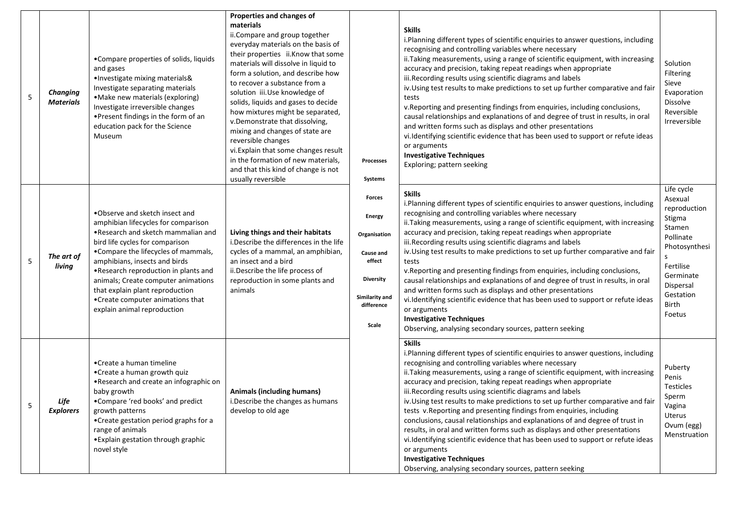| 5 | ***Changing Materials*** | •Compare properties of solids, liquids and gases<br>•Investigate mixing materials& Investigate separating materials<br>•Make new materials (exploring) Investigate irreversible changes<br>•Present findings in the form of an education pack for the Science Museum | **Properties and changes of materials**<br>ii.Compare and group together everyday materials on the basis of their properties ii.Know that some materials will dissolve in liquid to form a solution, and describe how to recover a substance from a solution iii.Use knowledge of solids, liquids and gases to decide how mixtures might be separated, v.Demonstrate that dissolving, mixing and changes of state are reversible changes<br>vi.Explain that some changes result in the formation of new materials, and that this kind of change is not usually reversible | **Processes**<br><br>**Systems**<br><br>**Forces**<br><br>**Energy**<br><br>**Organisation**<br><br>**Cause and effect**<br><br>**Diversity**<br><br>**Similarity and difference**<br><br>**Scale** | **Skills**<br>i.Planning different types of scientific enquiries to answer questions, including recognising and controlling variables where necessary<br>ii.Taking measurements, using a range of scientific equipment, with increasing accuracy and precision, taking repeat readings when appropriate<br>iii.Recording results using scientific diagrams and labels<br>iv.Using test results to make predictions to set up further comparative and fair tests<br>v.Reporting and presenting findings from enquiries, including conclusions, causal relationships and explanations of and degree of trust in results, in oral and written forms such as displays and other presentations<br>vi.Identifying scientific evidence that has been used to support or refute ideas or arguments<br>**Investigative Techniques**<br>Exploring; pattern seeking | Solution<br>Filtering<br>Sieve<br>Evaporation<br>Dissolve<br>Reversible<br>Irreversible |
|---|---|---|---|---|---|---|
| 5 | ***The art of living*** | •Observe and sketch insect and amphibian lifecycles for comparison<br>•Research and sketch mammalian and bird life cycles for comparison<br>•Compare the lifecycles of mammals, amphibians, insects and birds<br>•Research reproduction in plants and animals; Create computer animations that explain plant reproduction<br>•Create computer animations that explain animal reproduction | **Living things and their habitats**<br>i.Describe the differences in the life cycles of a mammal, an amphibian, an insect and a bird<br>ii.Describe the life process of reproduction in some plants and animals | | **Skills**<br>i.Planning different types of scientific enquiries to answer questions, including recognising and controlling variables where necessary<br>ii.Taking measurements, using a range of scientific equipment, with increasing accuracy and precision, taking repeat readings when appropriate<br>iii.Recording results using scientific diagrams and labels<br>iv.Using test results to make predictions to set up further comparative and fair tests<br>v.Reporting and presenting findings from enquiries, including conclusions, causal relationships and explanations of and degree of trust in results, in oral and written forms such as displays and other presentations<br>vi.Identifying scientific evidence that has been used to support or refute ideas or arguments<br>**Investigative Techniques**<br>Observing, analysing secondary sources, pattern seeking | Life cycle<br>Asexual reproduction<br>Stigma<br>Stamen<br>Pollinate<br>Photosynthesis<br>Fertilise<br>Germinate<br>Dispersal<br>Gestation<br>Birth<br>Foetus |
| 5 | ***Life Explorers*** | •Create a human timeline<br>•Create a human growth quiz<br>•Research and create an infographic on baby growth<br>•Compare 'red books' and predict growth patterns<br>•Create gestation period graphs for a range of animals<br>•Explain gestation through graphic novel style | **Animals (including humans)**<br>i.Describe the changes as humans develop to old age | | **Skills**<br>i.Planning different types of scientific enquiries to answer questions, including recognising and controlling variables where necessary<br>ii.Taking measurements, using a range of scientific equipment, with increasing accuracy and precision, taking repeat readings when appropriate<br>iii.Recording results using scientific diagrams and labels<br>iv.Using test results to make predictions to set up further comparative and fair tests v.Reporting and presenting findings from enquiries, including conclusions, causal relationships and explanations of and degree of trust in results, in oral and written forms such as displays and other presentations<br>vi.Identifying scientific evidence that has been used to support or refute ideas or arguments<br>**Investigative Techniques**<br>Observing, analysing secondary sources, pattern seeking | Puberty<br>Penis<br>Testicles<br>Sperm<br>Vagina<br>Uterus<br>Ovum (egg)<br>Menstruation |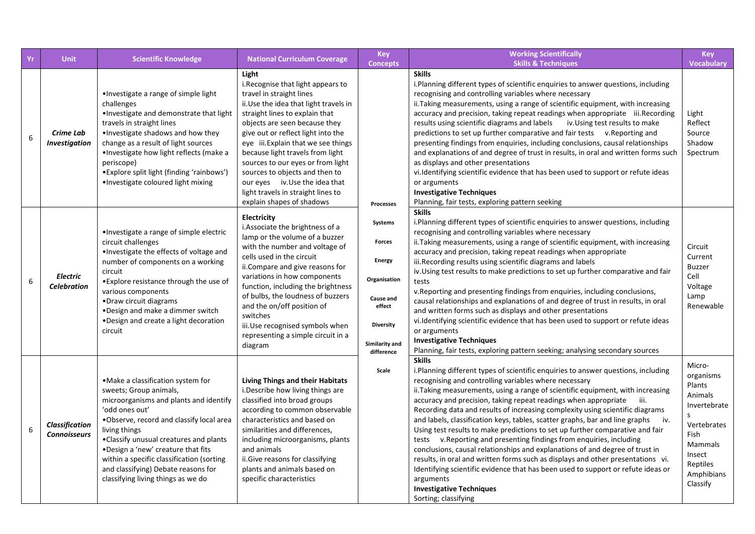| Yr | Unit | Scientific Knowledge | National Curriculum Coverage | Key Concepts | Working Scientifically Skills & Techniques | Key Vocabulary |
|---|---|---|---|---|---|---|
| 6 | ***Crime Lab Investigation*** | •Investigate a range of simple light challenges<br>•Investigate and demonstrate that light travels in straight lines<br>•Investigate shadows and how they change as a result of light sources<br>•Investigate how light reflects (make a periscope)<br>•Explore split light (finding 'rainbows')<br>•Investigate coloured light mixing | **Light**<br>i.Recognise that light appears to travel in straight lines<br>ii.Use the idea that light travels in straight lines to explain that objects are seen because they give out or reflect light into the eye iii.Explain that we see things because light travels from light sources to our eyes or from light sources to objects and then to our eyes iv.Use the idea that light travels in straight lines to explain shapes of shadows | **Processes**<br>**Systems**<br>**Forces**<br>**Energy**<br>**Organisation**<br>**Cause and effect**<br>**Diversity**<br>**Similarity and difference**<br>**Scale** | **Skills**<br>i.Planning different types of scientific enquiries to answer questions, including recognising and controlling variables where necessary<br>ii.Taking measurements, using a range of scientific equipment, with increasing accuracy and precision, taking repeat readings when appropriate iii.Recording results using scientific diagrams and labels iv.Using test results to make predictions to set up further comparative and fair tests v.Reporting and presenting findings from enquiries, including conclusions, causal relationships and explanations of and degree of trust in results, in oral and written forms such as displays and other presentations<br>vi.Identifying scientific evidence that has been used to support or refute ideas or arguments<br>**Investigative Techniques**<br>Planning, fair tests, exploring pattern seeking | Light<br>Reflect<br>Source<br>Shadow<br>Spectrum |
| 6 | ***Electric Celebration*** | •Investigate a range of simple electric circuit challenges<br>•Investigate the effects of voltage and number of components on a working circuit<br>•Explore resistance through the use of various components<br>•Draw circuit diagrams<br>•Design and make a dimmer switch<br>•Design and create a light decoration circuit | **Electricity**<br>i.Associate the brightness of a lamp or the volume of a buzzer with the number and voltage of cells used in the circuit<br>ii.Compare and give reasons for variations in how components function, including the brightness of bulbs, the loudness of buzzers and the on/off position of switches<br>iii.Use recognised symbols when representing a simple circuit in a diagram | | **Skills**<br>i.Planning different types of scientific enquiries to answer questions, including recognising and controlling variables where necessary<br>ii.Taking measurements, using a range of scientific equipment, with increasing accuracy and precision, taking repeat readings when appropriate<br>iii.Recording results using scientific diagrams and labels<br>iv.Using test results to make predictions to set up further comparative and fair tests<br>v.Reporting and presenting findings from enquiries, including conclusions, causal relationships and explanations of and degree of trust in results, in oral and written forms such as displays and other presentations<br>vi.Identifying scientific evidence that has been used to support or refute ideas or arguments<br>**Investigative Techniques**<br>Planning, fair tests, exploring pattern seeking; analysing secondary sources | Circuit<br>Current<br>Buzzer<br>Cell<br>Voltage<br>Lamp<br>Renewable |
| 6 | ***Classification Connoisseurs*** | •Make a classification system for sweets; Group animals, microorganisms and plants and identify 'odd ones out'<br>•Observe, record and classify local area living things<br>•Classify unusual creatures and plants<br>•Design a 'new' creature that fits within a specific classification (sorting and classifying) Debate reasons for classifying living things as we do | **Living Things and their Habitats**<br>i.Describe how living things are classified into broad groups according to common observable characteristics and based on similarities and differences, including microorganisms, plants and animals<br>ii.Give reasons for classifying plants and animals based on specific characteristics | | **Skills**<br>i.Planning different types of scientific enquiries to answer questions, including recognising and controlling variables where necessary<br>ii.Taking measurements, using a range of scientific equipment, with increasing accuracy and precision, taking repeat readings when appropriate iii. Recording data and results of increasing complexity using scientific diagrams and labels, classification keys, tables, scatter graphs, bar and line graphs iv. Using test results to make predictions to set up further comparative and fair tests v.Reporting and presenting findings from enquiries, including conclusions, causal relationships and explanations of and degree of trust in results, in oral and written forms such as displays and other presentations vi. Identifying scientific evidence that has been used to support or refute ideas or arguments<br>**Investigative Techniques**<br>Sorting; classifying | Micro-organisms<br>Plants<br>Animals<br>Invertebrates<br>Vertebrates<br>Fish<br>Mammals<br>Insect<br>Reptiles<br>Amphibians<br>Classify |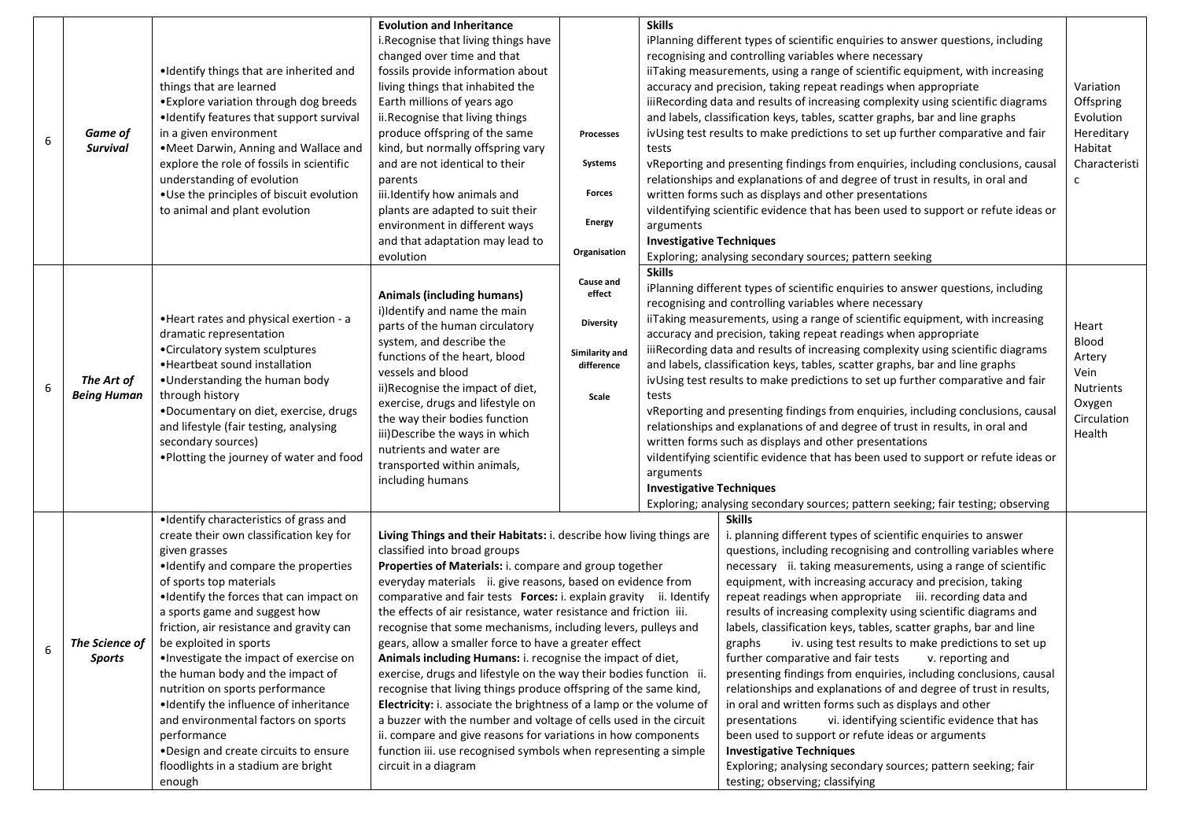| 6 | *Game of Survival* | •Identify things that are inherited and things that are learned<br>•Explore variation through dog breeds<br>•Identify features that support survival in a given environment<br>•Meet Darwin, Anning and Wallace and explore the role of fossils in scientific understanding of evolution<br>•Use the principles of biscuit evolution to animal and plant evolution | **Evolution and Inheritance**<br>i.Recognise that living things have changed over time and that fossils provide information about living things that inhabited the Earth millions of years ago<br>ii.Recognise that living things produce offspring of the same kind, but normally offspring vary and are not identical to their parents<br>iii.Identify how animals and plants are adapted to suit their environment in different ways and that adaptation may lead to evolution | **Processes**<br>**Systems**<br>**Forces**<br>**Energy**<br>**Organisation**<br>**Cause and effect**<br>**Diversity**<br>**Similarity and difference**<br>**Scale** | **Skills**<br>iPlanning different types of scientific enquiries to answer questions, including recognising and controlling variables where necessary<br>iiTaking measurements, using a range of scientific equipment, with increasing accuracy and precision, taking repeat readings when appropriate<br>iiiRecording data and results of increasing complexity using scientific diagrams and labels, classification keys, tables, scatter graphs, bar and line graphs<br>ivUsing test results to make predictions to set up further comparative and fair tests<br>vReporting and presenting findings from enquiries, including conclusions, causal relationships and explanations of and degree of trust in results, in oral and written forms such as displays and other presentations<br>viIdentifying scientific evidence that has been used to support or refute ideas or arguments<br>**Investigative Techniques**<br>Exploring; analysing secondary sources; pattern seeking | Variation<br>Offspring<br>Evolution<br>Hereditary<br>Habitat<br>Characteristic |
|---|---|---|---|---|---|---|
| 6 | *The Art of Being Human* | •Heart rates and physical exertion - a dramatic representation<br>•Circulatory system sculptures<br>•Heartbeat sound installation<br>•Understanding the human body through history<br>•Documentary on diet, exercise, drugs and lifestyle (fair testing, analysing secondary sources)<br>•Plotting the journey of water and food | **Animals (including humans)**<br>i)Identify and name the main parts of the human circulatory system, and describe the functions of the heart, blood vessels and blood<br>ii)Recognise the impact of diet, exercise, drugs and lifestyle on the way their bodies function<br>iii)Describe the ways in which nutrients and water are transported within animals, including humans | | **Skills**<br>iPlanning different types of scientific enquiries to answer questions, including recognising and controlling variables where necessary<br>iiTaking measurements, using a range of scientific equipment, with increasing accuracy and precision, taking repeat readings when appropriate<br>iiiRecording data and results of increasing complexity using scientific diagrams and labels, classification keys, tables, scatter graphs, bar and line graphs<br>ivUsing test results to make predictions to set up further comparative and fair tests<br>vReporting and presenting findings from enquiries, including conclusions, causal relationships and explanations of and degree of trust in results, in oral and written forms such as displays and other presentations<br>viIdentifying scientific evidence that has been used to support or refute ideas or arguments<br>**Investigative Techniques**<br>Exploring; analysing secondary sources; pattern seeking; fair testing; observing | Heart<br>Blood<br>Artery<br>Vein<br>Nutrients<br>Oxygen<br>Circulation<br>Health |
| 6 | *The Science of Sports* | •Identify characteristics of grass and create their own classification key for given grasses<br>•Identify and compare the properties of sports top materials<br>•Identify the forces that can impact on a sports game and suggest how friction, air resistance and gravity can be exploited in sports<br>•Investigate the impact of exercise on the human body and the impact of nutrition on sports performance<br>•Identify the influence of inheritance and environmental factors on sports performance<br>•Design and create circuits to ensure floodlights in a stadium are bright enough | **Living Things and their Habitats:** i. describe how living things are classified into broad groups<br>**Properties of Materials:** i. compare and group together everyday materials ii. give reasons, based on evidence from comparative and fair tests **Forces:** i. explain gravity ii. Identify the effects of air resistance, water resistance and friction iii. recognise that some mechanisms, including levers, pulleys and gears, allow a smaller force to have a greater effect<br>**Animals including Humans:** i. recognise the impact of diet, exercise, drugs and lifestyle on the way their bodies function ii. recognise that living things produce offspring of the same kind,<br>**Electricity:** i. associate the brightness of a lamp or the volume of a buzzer with the number and voltage of cells used in the circuit ii. compare and give reasons for variations in how components function iii. use recognised symbols when representing a simple circuit in a diagram | | **Skills**<br>i. planning different types of scientific enquiries to answer questions, including recognising and controlling variables where necessary ii. taking measurements, using a range of scientific equipment, with increasing accuracy and precision, taking repeat readings when appropriate iii. recording data and results of increasing complexity using scientific diagrams and labels, classification keys, tables, scatter graphs, bar and line graphs iv. using test results to make predictions to set up further comparative and fair tests v. reporting and presenting findings from enquiries, including conclusions, causal relationships and explanations of and degree of trust in results, in oral and written forms such as displays and other presentations vi. identifying scientific evidence that has been used to support or refute ideas or arguments<br>**Investigative Techniques**<br>Exploring; analysing secondary sources; pattern seeking; fair testing; observing; classifying | |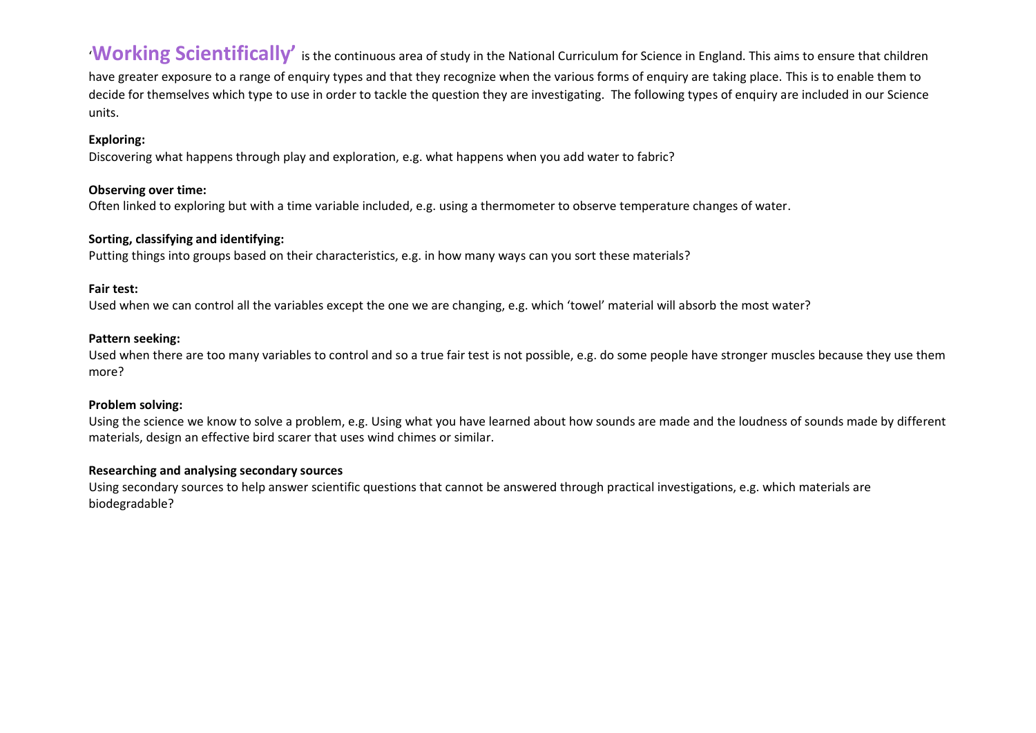'**Working Scientifically'** is the continuous area of study in the National Curriculum for Science in England. This aims to ensure that children have greater exposure to a range of enquiry types and that they recognize when the various forms of enquiry are taking place. This is to enable them to decide for themselves which type to use in order to tackle the question they are investigating. The following types of enquiry are included in our Science units.

**Exploring:**
Discovering what happens through play and exploration, e.g. what happens when you add water to fabric?

**Observing over time:**
Often linked to exploring but with a time variable included, e.g. using a thermometer to observe temperature changes of water.

**Sorting, classifying and identifying:**
Putting things into groups based on their characteristics, e.g. in how many ways can you sort these materials?

**Fair test:**
Used when we can control all the variables except the one we are changing, e.g. which 'towel' material will absorb the most water?

**Pattern seeking:**
Used when there are too many variables to control and so a true fair test is not possible, e.g. do some people have stronger muscles because they use them more?

**Problem solving:**
Using the science we know to solve a problem, e.g. Using what you have learned about how sounds are made and the loudness of sounds made by different materials, design an effective bird scarer that uses wind chimes or similar.

**Researching and analysing secondary sources**
Using secondary sources to help answer scientific questions that cannot be answered through practical investigations, e.g. which materials are biodegradable?